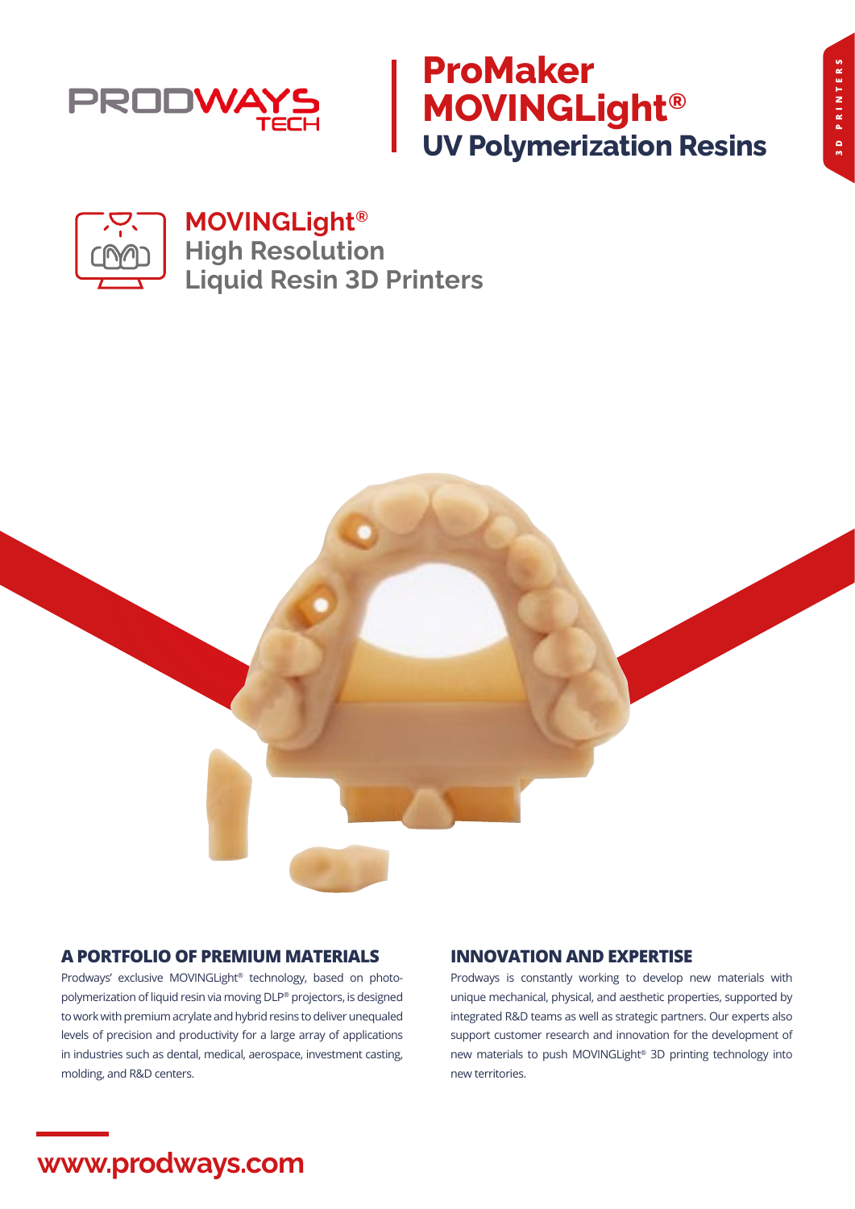PRODWAYS TECH

# ProMaker MOVINGLight®
## UV Polymerization Resins

3D PRINTERS

### MOVINGLight®
### High Resolution Liquid Resin 3D Printers

### A PORTFOLIO OF PREMIUM MATERIALS

Prodways' exclusive MOVINGLight® technology, based on photo-polymerization of liquid resin via moving DLP® projectors, is designed to work with premium acrylate and hybrid resins to deliver unequaled levels of precision and productivity for a large array of applications in industries such as dental, medical, aerospace, investment casting, molding, and R&D centers.

### INNOVATION AND EXPERTISE

Prodways is constantly working to develop new materials with unique mechanical, physical, and aesthetic properties, supported by integrated R&D teams as well as strategic partners. Our experts also support customer research and innovation for the development of new materials to push MOVINGLight® 3D printing technology into new territories.

www.prodways.com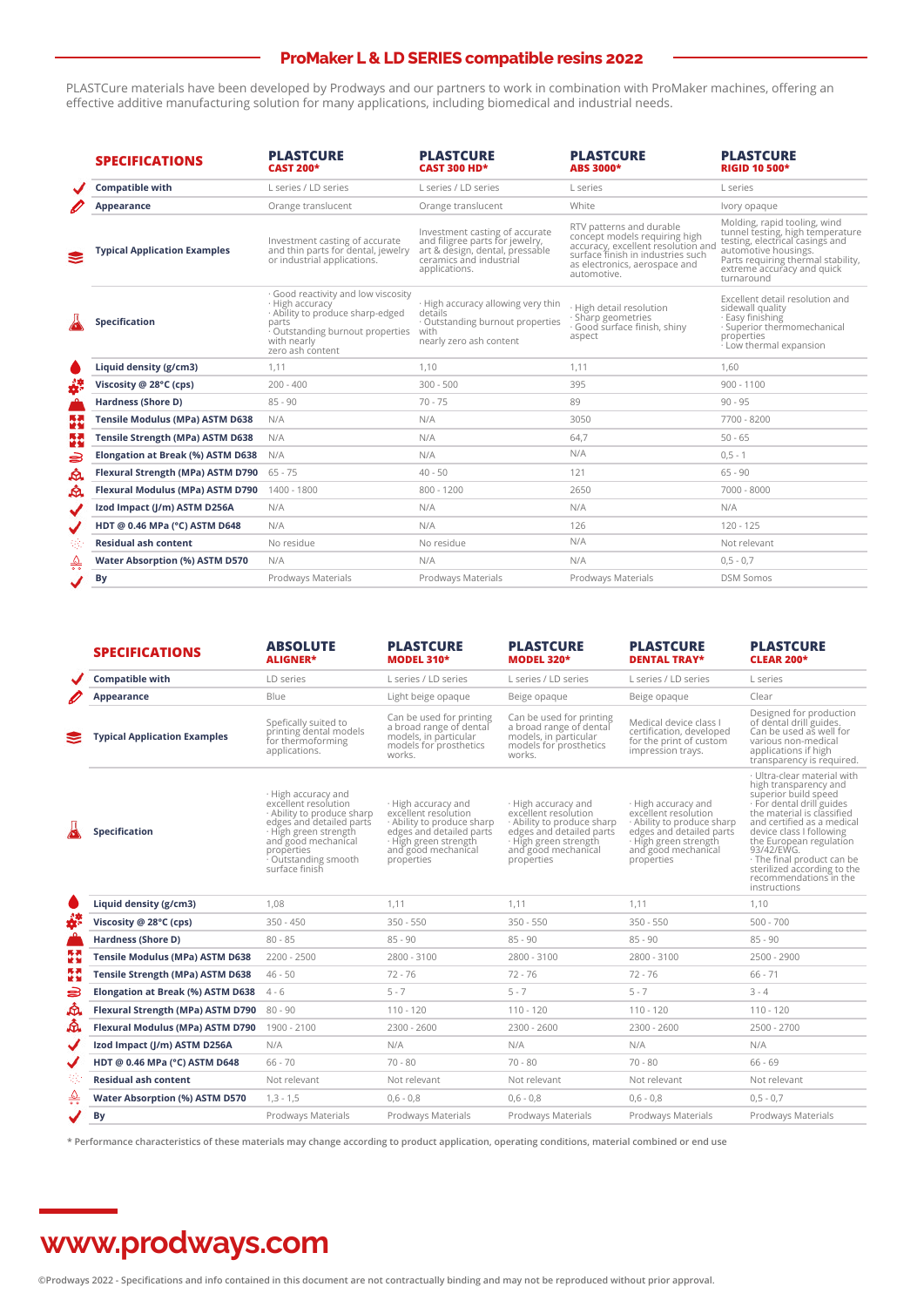## ProMaker L & LD SERIES compatible resins 2022

PLASTCure materials have been developed by Prodways and our partners to work in combination with ProMaker machines, offering an effective additive manufacturing solution for many applications, including biomedical and industrial needs.

| SPECIFICATIONS | PLASTCURE CAST 200* | PLASTCURE CAST 300 HD* | PLASTCURE ABS 3000* | PLASTCURE RIGID 10 500* |
|---|---|---|---|---|
| Compatible with | L series / LD series | L series / LD series | L series | L series |
| Appearance | Orange translucent | Orange translucent | White | Ivory opaque |
| Typical Application Examples | Investment casting of accurate and thin parts for dental, jewelry or industrial applications. | Investment casting of accurate and filigree parts for jewelry, art & design, dental, pressable ceramics and industrial applications. | RTV patterns and durable concept models requiring high accuracy, excellent resolution and surface finish in industries such as electronics, aerospace and automotive. | Molding, rapid tooling, wind tunnel testing, high temperature testing, electrical casings and automotive housings. Parts requiring thermal stability, extreme accuracy and quick turnaround |
| Specification | · Good reactivity and low viscosity · High accuracy · Ability to produce sharp-edged parts · Outstanding burnout properties with nearly zero ash content | · High accuracy allowing very thin details · Outstanding burnout properties with nearly zero ash content | · High detail resolution · Sharp geometries · Good surface finish, shiny aspect | Excellent detail resolution and sidewall quality · Easy finishing · Superior thermomechanical properties · Low thermal expansion |
| Liquid density (g/cm3) | 1,11 | 1,10 | 1,11 | 1,60 |
| Viscosity @ 28°C (cps) | 200 - 400 | 300 - 500 | 395 | 900 - 1100 |
| Hardness (Shore D) | 85 - 90 | 70 - 75 | 89 | 90 - 95 |
| Tensile Modulus (MPa) ASTM D638 | N/A | N/A | 3050 | 7700 - 8200 |
| Tensile Strength (MPa) ASTM D638 | N/A | N/A | 64,7 | 50 - 65 |
| Elongation at Break (%) ASTM D638 | N/A | N/A | N/A | 0,5 - 1 |
| Flexural Strength (MPa) ASTM D790 | 65 - 75 | 40 - 50 | 121 | 65 - 90 |
| Flexural Modulus (MPa) ASTM D790 | 1400 - 1800 | 800 - 1200 | 2650 | 7000 - 8000 |
| Izod Impact (J/m) ASTM D256A | N/A | N/A | N/A | N/A |
| HDT @ 0.46 MPa (°C) ASTM D648 | N/A | N/A | 126 | 120 - 125 |
| Residual ash content | No residue | No residue | N/A | Not relevant |
| Water Absorption (%) ASTM D570 | N/A | N/A | N/A | 0,5 - 0,7 |
| By | Prodways Materials | Prodways Materials | Prodways Materials | DSM Somos |

| SPECIFICATIONS | ABSOLUTE ALIGNER* | PLASTCURE MODEL 310* | PLASTCURE MODEL 320* | PLASTCURE DENTAL TRAY* | PLASTCURE CLEAR 200* |
|---|---|---|---|---|---|
| Compatible with | LD series | L series / LD series | L series / LD series | L series / LD series | L series |
| Appearance | Blue | Light beige opaque | Beige opaque | Beige opaque | Clear |
| Typical Application Examples | Spefically suited to printing dental models for thermoforming applications. | Can be used for printing a broad range of dental models, in particular models for prosthetics works. | Can be used for printing a broad range of dental models, in particular models for prosthetics works. | Medical device class I certification, developed for the print of custom impression trays. | Designed for production of dental drill guides. Can be used as well for various non-medical applications if high transparency is required. |
| Specification | · High accuracy and excellent resolution · Ability to produce sharp edges and detailed parts · High green strength and good mechanical properties · Outstanding smooth surface finish | · High accuracy and excellent resolution · Ability to produce sharp edges and detailed parts · High green strength and good mechanical properties | · High accuracy and excellent resolution · Ability to produce sharp edges and detailed parts · High green strength and good mechanical properties | · High accuracy and excellent resolution · Ability to produce sharp edges and detailed parts · High green strength and good mechanical properties | · Ultra-clear material with high transparency and superior build speed · For dental drill guides the material is classified and certified as a medical device class I following the European regulation 93/42/EWG. · The final product can be sterilized according to the recommendations in the instructions |
| Liquid density (g/cm3) | 1,08 | 1,11 | 1,11 | 1,11 | 1,10 |
| Viscosity @ 28°C (cps) | 350 - 450 | 350 - 550 | 350 - 550 | 350 - 550 | 500 - 700 |
| Hardness (Shore D) | 80 - 85 | 85 - 90 | 85 - 90 | 85 - 90 | 85 - 90 |
| Tensile Modulus (MPa) ASTM D638 | 2200 - 2500 | 2800 - 3100 | 2800 - 3100 | 2800 - 3100 | 2500 - 2900 |
| Tensile Strength (MPa) ASTM D638 | 46 - 50 | 72 - 76 | 72 - 76 | 72 - 76 | 66 - 71 |
| Elongation at Break (%) ASTM D638 | 4 - 6 | 5 - 7 | 5 - 7 | 5 - 7 | 3 - 4 |
| Flexural Strength (MPa) ASTM D790 | 80 - 90 | 110 - 120 | 110 - 120 | 110 - 120 | 110 - 120 |
| Flexural Modulus (MPa) ASTM D790 | 1900 - 2100 | 2300 - 2600 | 2300 - 2600 | 2300 - 2600 | 2500 - 2700 |
| Izod Impact (J/m) ASTM D256A | N/A | N/A | N/A | N/A | N/A |
| HDT @ 0.46 MPa (°C) ASTM D648 | 66 - 70 | 70 - 80 | 70 - 80 | 70 - 80 | 66 - 69 |
| Residual ash content | Not relevant | Not relevant | Not relevant | Not relevant | Not relevant |
| Water Absorption (%) ASTM D570 | 1,3 - 1,5 | 0,6 - 0,8 | 0,6 - 0,8 | 0,6 - 0,8 | 0,5 - 0,7 |
| By | Prodways Materials | Prodways Materials | Prodways Materials | Prodways Materials | Prodways Materials |

**\* Performance characteristics of these materials may change according to product application, operating conditions, material combined or end use**

# www.prodways.com

**©Prodways 2022 - Specifications and info contained in this document are not contractually binding and may not be reproduced without prior approval.**